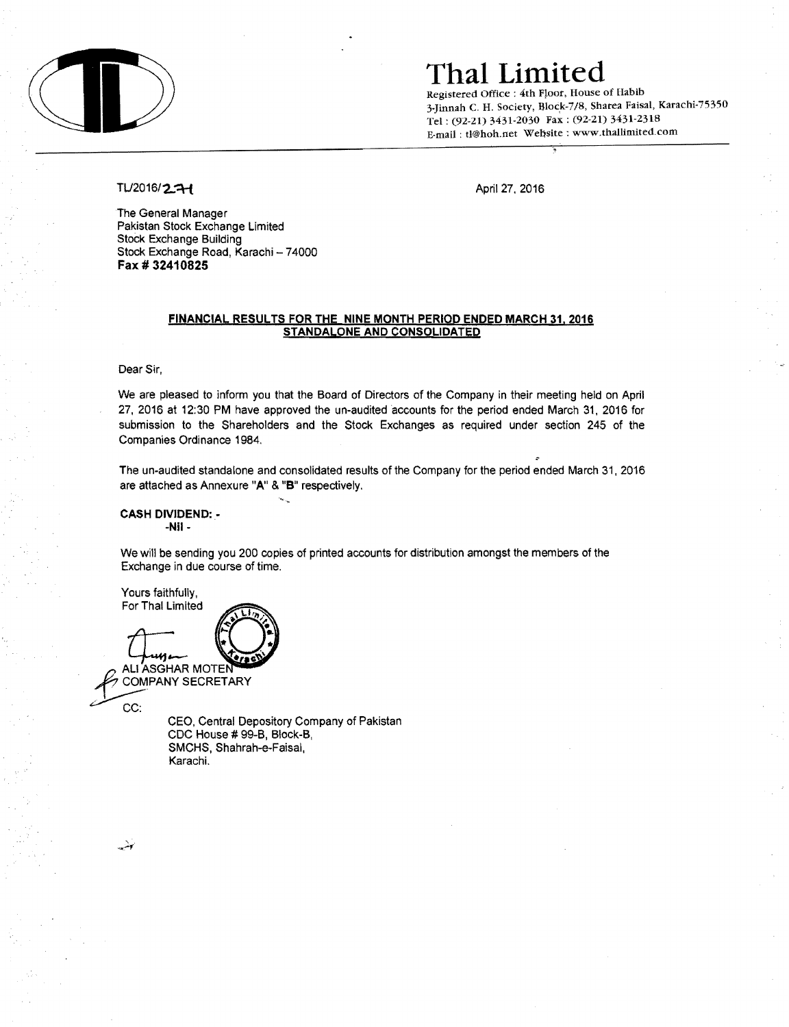# Thal Limited

Registered Office : 4th Floor, House of Habib
3-Jinnah C. H. Society, Block-7/8, Sharea Faisal, Karachi-75350
Tel : (92-21) 3431-2030 Fax : (92-21) 3431-2318
E-mail : tl@hoh.net Website : www.thallimited.com

TL/2016/271

April 27, 2016

The General Manager
Pakistan Stock Exchange Limited
Stock Exchange Building
Stock Exchange Road, Karachi – 74000
**Fax # 32410825**

**FINANCIAL RESULTS FOR THE NINE MONTH PERIOD ENDED MARCH 31, 2016**
**STANDALONE AND CONSOLIDATED**

Dear Sir,

We are pleased to inform you that the Board of Directors of the Company in their meeting held on April 27, 2016 at 12:30 PM have approved the un-audited accounts for the period ended March 31, 2016 for submission to the Shareholders and the Stock Exchanges as required under section 245 of the Companies Ordinance 1984.

The un-audited standalone and consolidated results of the Company for the period ended March 31, 2016 are attached as Annexure "A" & "B" respectively.

**CASH DIVIDEND: -**
**-Nil -**

We will be sending you 200 copies of printed accounts for distribution amongst the members of the Exchange in due course of time.

Yours faithfully,
For Thal Limited

ALI ASGHAR MOTEN
COMPANY SECRETARY

CC:

CEO, Central Depository Company of Pakistan
CDC House # 99-B, Block-B,
SMCHS, Shahrah-e-Faisal,
Karachi.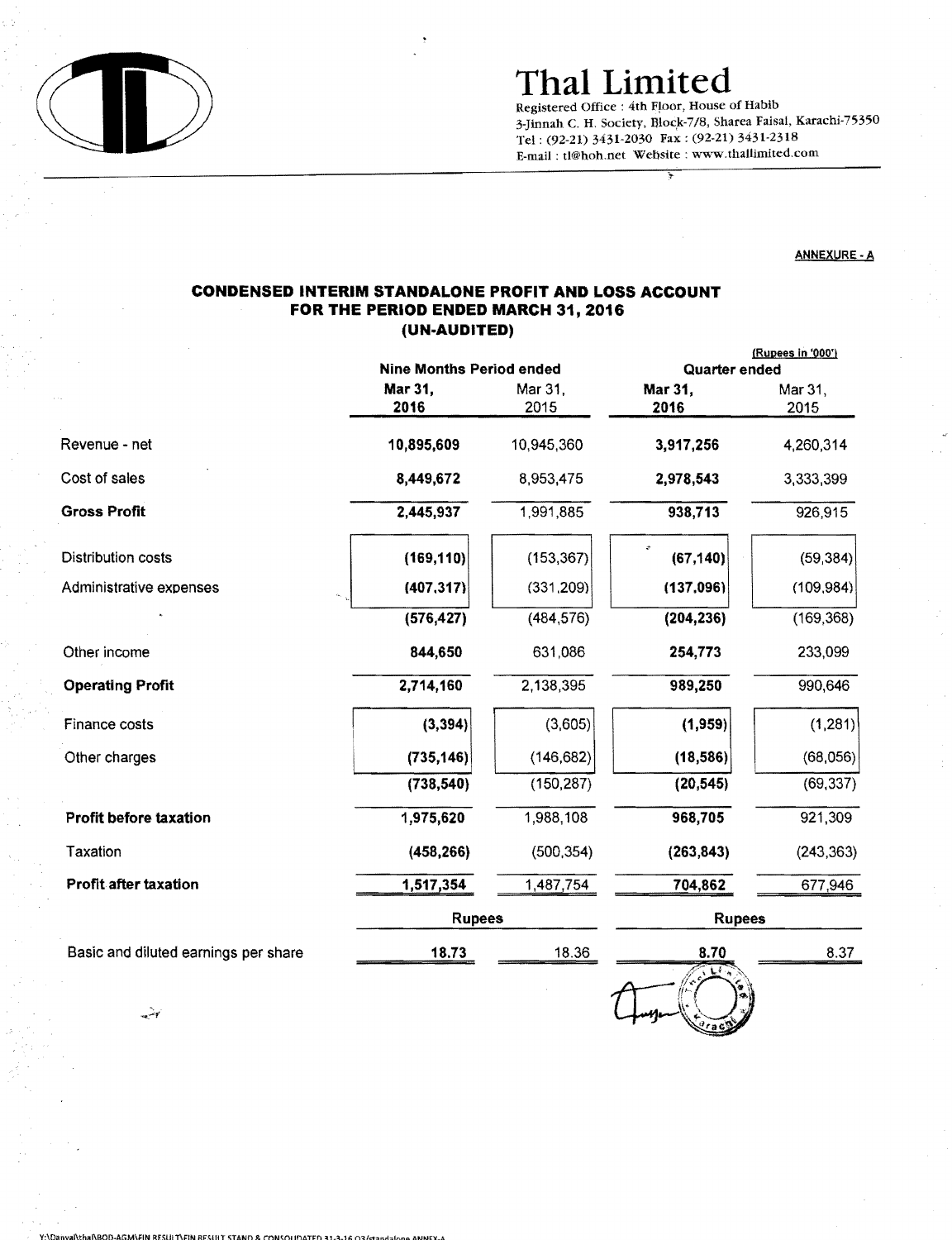# Thal Limited

Registered Office : 4th Floor, House of Habib
3-Jinnah C. H. Society, Block-7/8, Sharea Faisal, Karachi-75350
Tel : (92-21) 3431-2030 Fax : (92-21) 3431-2318
E-mail : tl@hoh.net Website : www.thallimited.com

ANNEXURE - A

## CONDENSED INTERIM STANDALONE PROFIT AND LOSS ACCOUNT
## FOR THE PERIOD ENDED MARCH 31, 2016
## (UN-AUDITED)

(Rupees in '000')

| | Nine Months Period ended | | Quarter ended | |
|---|---|---|---|---|
| | **Mar 31, 2016** | Mar 31, 2015 | **Mar 31, 2016** | Mar 31, 2015 |
| Revenue - net | **10,895,609** | 10,945,360 | **3,917,256** | 4,260,314 |
| Cost of sales | **8,449,672** | 8,953,475 | **2,978,543** | 3,333,399 |
| **Gross Profit** | **2,445,937** | 1,991,885 | **938,713** | 926,915 |
| Distribution costs | **(169,110)** | (153,367) | **(67,140)** | (59,384) |
| Administrative expenses | **(407,317)** | (331,209) | **(137,096)** | (109,984) |
| | **(576,427)** | (484,576) | **(204,236)** | (169,368) |
| Other income | **844,650** | 631,086 | **254,773** | 233,099 |
| **Operating Profit** | **2,714,160** | 2,138,395 | **989,250** | 990,646 |
| Finance costs | **(3,394)** | (3,605) | **(1,959)** | (1,281) |
| Other charges | **(735,146)** | (146,682) | **(18,586)** | (68,056) |
| | **(738,540)** | (150,287) | **(20,545)** | (69,337) |
| **Profit before taxation** | **1,975,620** | 1,988,108 | **968,705** | 921,309 |
| Taxation | **(458,266)** | (500,354) | **(263,843)** | (243,363) |
| **Profit after taxation** | **1,517,354** | 1,487,754 | **704,862** | 677,946 |
| | **Rupees** | | **Rupees** | |
| Basic and diluted earnings per share | **18.73** | 18.36 | **8.70** | 8.37 |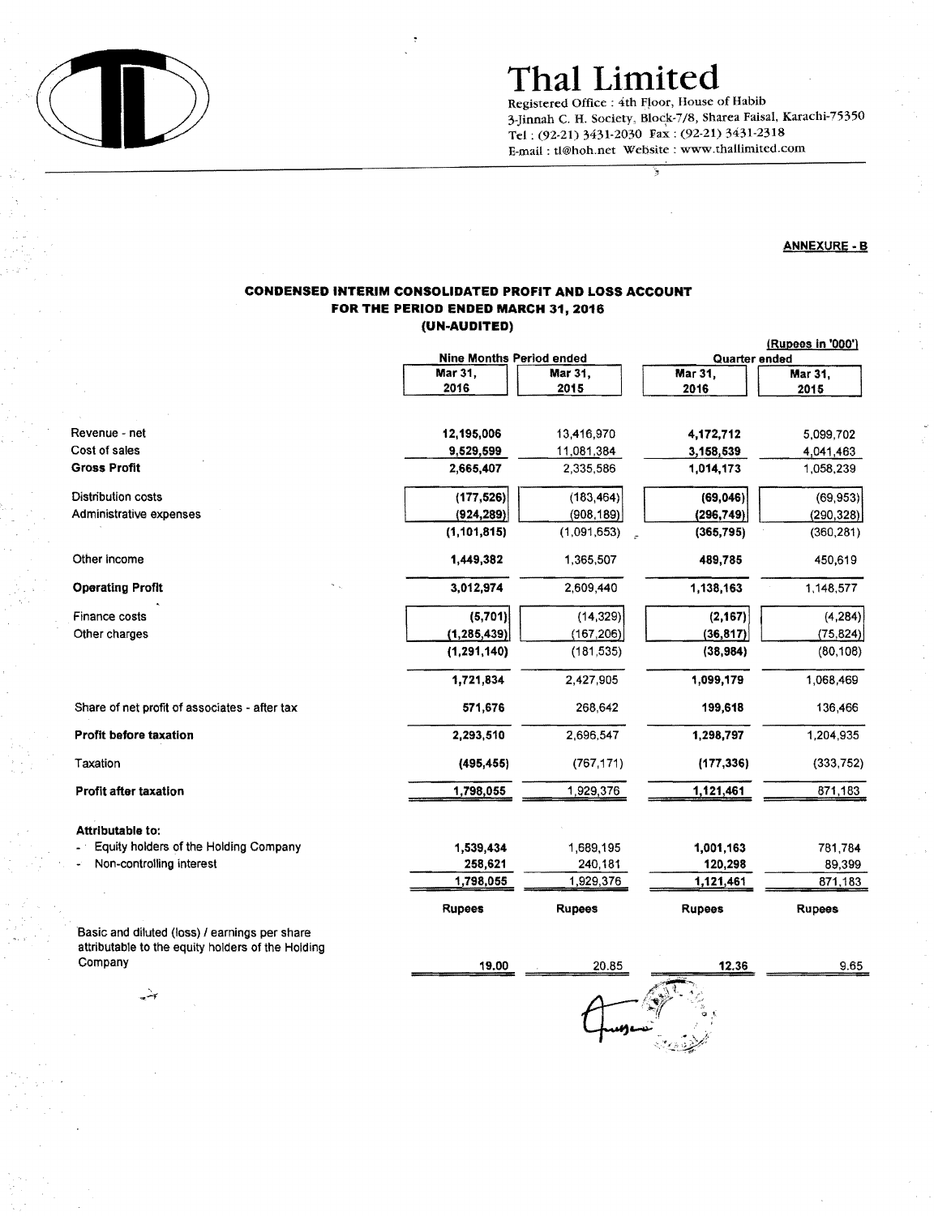# Thal Limited

Registered Office : 4th Floor, House of Habib
3-Jinnah C. H. Society, Block-7/8, Sharea Faisal, Karachi-75350
Tel : (92-21) 3431-2030 Fax : (92-21) 3431-2318
E-mail : tl@hoh.net Website : www.thallimited.com

**ANNEXURE - B**

**CONDENSED INTERIM CONSOLIDATED PROFIT AND LOSS ACCOUNT**
**FOR THE PERIOD ENDED MARCH 31, 2016**
**(UN-AUDITED)**

(Rupees in '000')

| | Nine Months Period ended | | Quarter ended | |
|---|---|---|---|---|
| | Mar 31, 2016 | Mar 31, 2015 | Mar 31, 2016 | Mar 31, 2015 |
| Revenue - net | 12,195,006 | 13,416,970 | 4,172,712 | 5,099,702 |
| Cost of sales | 9,529,599 | 11,081,384 | 3,158,539 | 4,041,463 |
| **Gross Profit** | 2,665,407 | 2,335,586 | 1,014,173 | 1,058,239 |
| Distribution costs | (177,526) | (183,464) | (69,046) | (69,953) |
| Administrative expenses | (924,289) | (908,189) | (296,749) | (290,328) |
| | (1,101,815) | (1,091,653) | (365,795) | (360,281) |
| Other income | 1,449,382 | 1,365,507 | 489,785 | 450,619 |
| **Operating Profit** | 3,012,974 | 2,609,440 | 1,138,163 | 1,148,577 |
| Finance costs | (5,701) | (14,329) | (2,167) | (4,284) |
| Other charges | (1,285,439) | (167,206) | (36,817) | (75,824) |
| | (1,291,140) | (181,535) | (38,984) | (80,108) |
| | 1,721,834 | 2,427,905 | 1,099,179 | 1,068,469 |
| Share of net profit of associates - after tax | 571,676 | 268,642 | 199,618 | 136,466 |
| **Profit before taxation** | 2,293,510 | 2,696,547 | 1,298,797 | 1,204,935 |
| Taxation | (495,455) | (767,171) | (177,336) | (333,752) |
| **Profit after taxation** | 1,798,055 | 1,929,376 | 1,121,461 | 871,183 |
| **Attributable to:** | | | | |
| - Equity holders of the Holding Company | 1,539,434 | 1,689,195 | 1,001,163 | 781,784 |
| - Non-controlling interest | 258,621 | 240,181 | 120,298 | 89,399 |
| | 1,798,055 | 1,929,376 | 1,121,461 | 871,183 |
| | Rupees | Rupees | Rupees | Rupees |
| Basic and diluted (loss) / earnings per share attributable to the equity holders of the Holding Company | 19.00 | 20.85 | 12.36 | 9.65 |